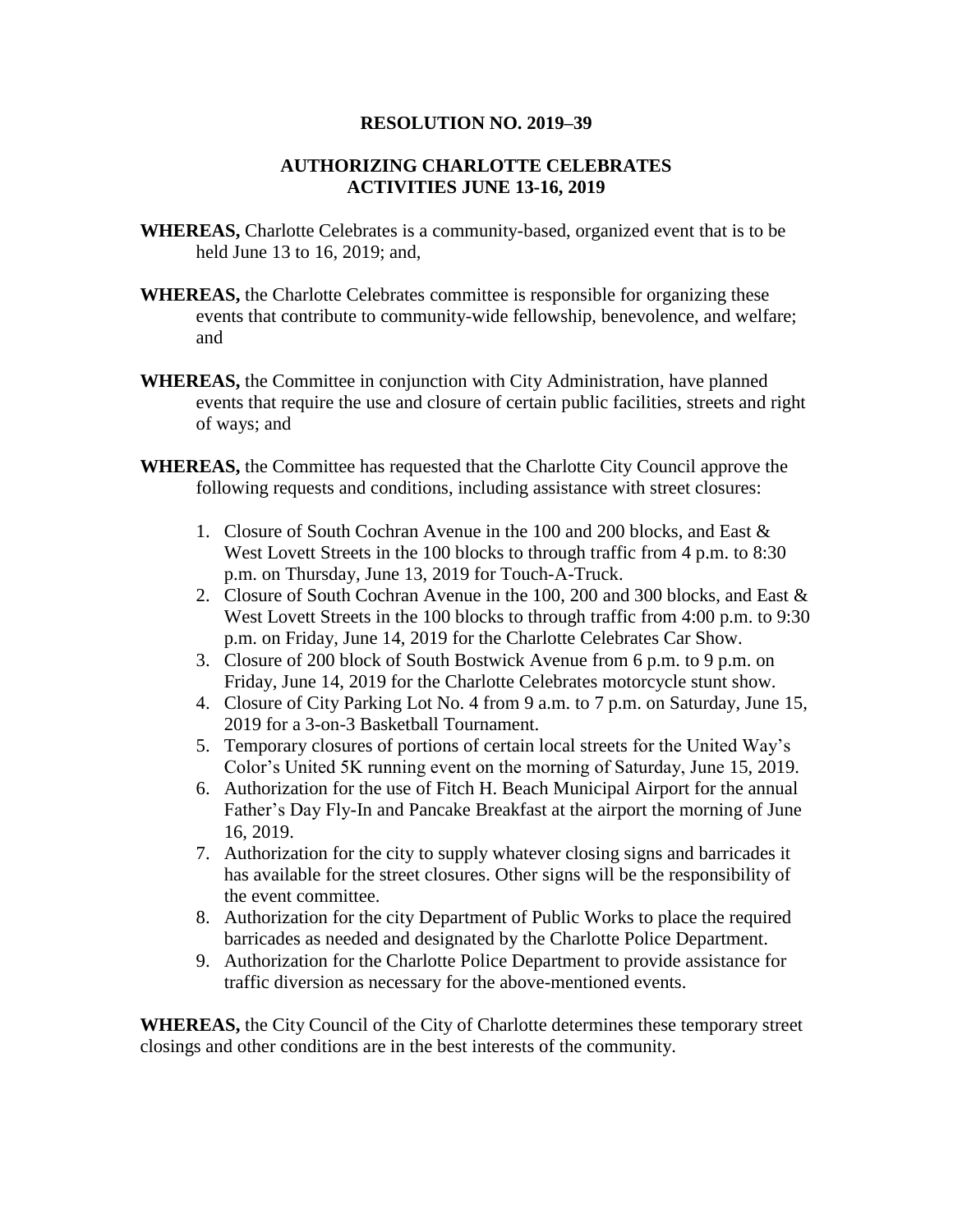# RESOLUTION NO. 2019–39

## AUTHORIZING CHARLOTTE CELEBRATES ACTIVITIES JUNE 13-16, 2019

**WHEREAS,** Charlotte Celebrates is a community-based, organized event that is to be held June 13 to 16, 2019; and,

**WHEREAS,** the Charlotte Celebrates committee is responsible for organizing these events that contribute to community-wide fellowship, benevolence, and welfare; and

**WHEREAS,** the Committee in conjunction with City Administration, have planned events that require the use and closure of certain public facilities, streets and right of ways; and

**WHEREAS,** the Committee has requested that the Charlotte City Council approve the following requests and conditions, including assistance with street closures:

1. Closure of South Cochran Avenue in the 100 and 200 blocks, and East & West Lovett Streets in the 100 blocks to through traffic from 4 p.m. to 8:30 p.m. on Thursday, June 13, 2019 for Touch-A-Truck.
2. Closure of South Cochran Avenue in the 100, 200 and 300 blocks, and East & West Lovett Streets in the 100 blocks to through traffic from 4:00 p.m. to 9:30 p.m. on Friday, June 14, 2019 for the Charlotte Celebrates Car Show.
3. Closure of 200 block of South Bostwick Avenue from 6 p.m. to 9 p.m. on Friday, June 14, 2019 for the Charlotte Celebrates motorcycle stunt show.
4. Closure of City Parking Lot No. 4 from 9 a.m. to 7 p.m. on Saturday, June 15, 2019 for a 3-on-3 Basketball Tournament.
5. Temporary closures of portions of certain local streets for the United Way's Color's United 5K running event on the morning of Saturday, June 15, 2019.
6. Authorization for the use of Fitch H. Beach Municipal Airport for the annual Father's Day Fly-In and Pancake Breakfast at the airport the morning of June 16, 2019.
7. Authorization for the city to supply whatever closing signs and barricades it has available for the street closures. Other signs will be the responsibility of the event committee.
8. Authorization for the city Department of Public Works to place the required barricades as needed and designated by the Charlotte Police Department.
9. Authorization for the Charlotte Police Department to provide assistance for traffic diversion as necessary for the above-mentioned events.

**WHEREAS,** the City Council of the City of Charlotte determines these temporary street closings and other conditions are in the best interests of the community.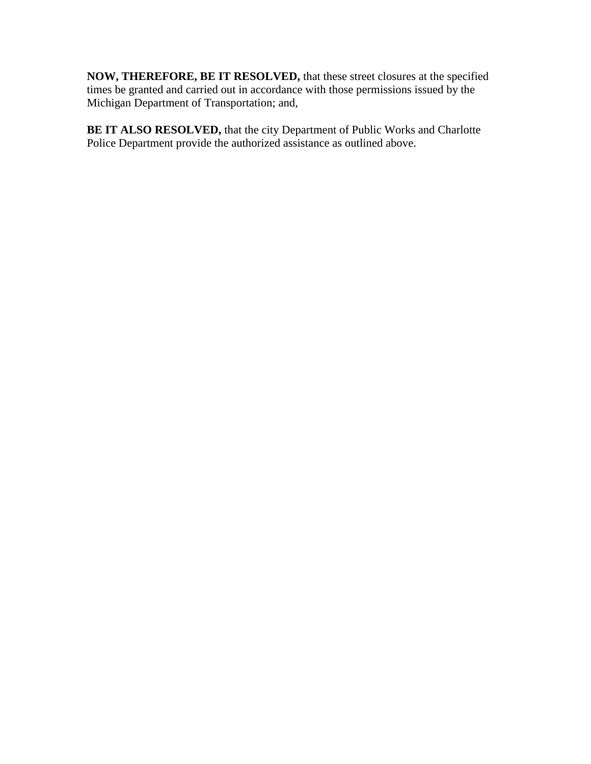**NOW, THEREFORE, BE IT RESOLVED,** that these street closures at the specified times be granted and carried out in accordance with those permissions issued by the Michigan Department of Transportation; and,

**BE IT ALSO RESOLVED,** that the city Department of Public Works and Charlotte Police Department provide the authorized assistance as outlined above.